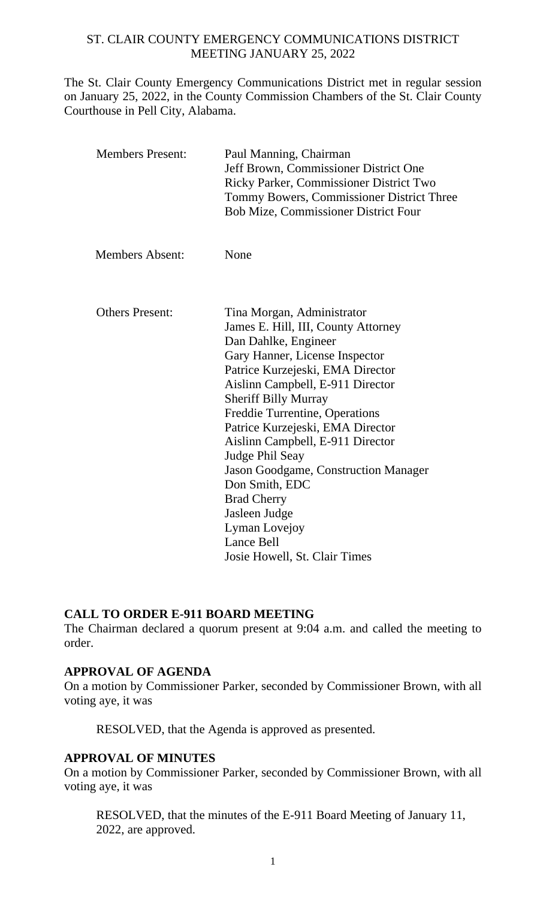ST. CLAIR COUNTY EMERGENCY COMMUNICATIONS DISTRICT
MEETING JANUARY 25, 2022

The St. Clair County Emergency Communications District met in regular session on January 25, 2022, in the County Commission Chambers of the St. Clair County Courthouse in Pell City, Alabama.

| | |
|---|---|
| Members Present: | Paul Manning, Chairman<br>Jeff Brown, Commissioner District One<br>Ricky Parker, Commissioner District Two<br>Tommy Bowers, Commissioner District Three<br>Bob Mize, Commissioner District Four |
| Members Absent: | None |
| Others Present: | Tina Morgan, Administrator<br>James E. Hill, III, County Attorney<br>Dan Dahlke, Engineer<br>Gary Hanner, License Inspector<br>Patrice Kurzejeski, EMA Director<br>Aislinn Campbell, E-911 Director<br>Sheriff Billy Murray<br>Freddie Turrentine, Operations<br>Patrice Kurzejeski, EMA Director<br>Aislinn Campbell, E-911 Director<br>Judge Phil Seay<br>Jason Goodgame, Construction Manager<br>Don Smith, EDC<br>Brad Cherry<br>Jasleen Judge<br>Lyman Lovejoy<br>Lance Bell<br>Josie Howell, St. Clair Times |

**CALL TO ORDER E-911 BOARD MEETING**

The Chairman declared a quorum present at 9:04 a.m. and called the meeting to order.

**APPROVAL OF AGENDA**

On a motion by Commissioner Parker, seconded by Commissioner Brown, with all voting aye, it was

RESOLVED, that the Agenda is approved as presented.

**APPROVAL OF MINUTES**

On a motion by Commissioner Parker, seconded by Commissioner Brown, with all voting aye, it was

RESOLVED, that the minutes of the E-911 Board Meeting of January 11, 2022, are approved.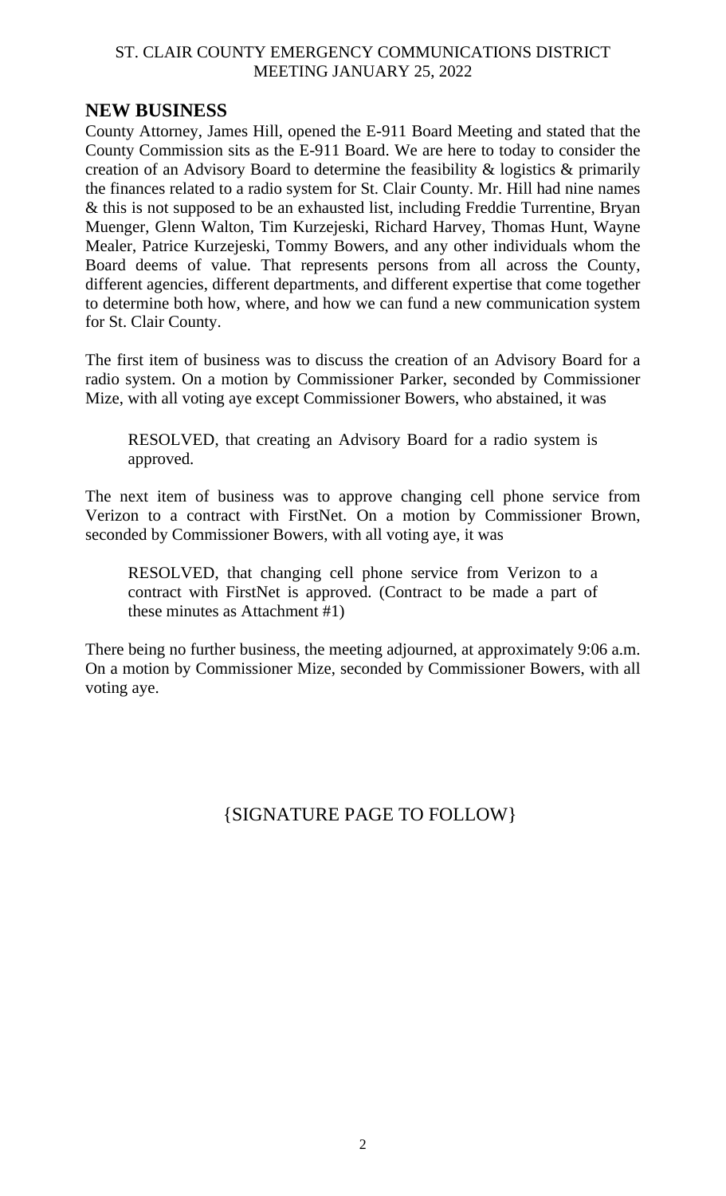ST. CLAIR COUNTY EMERGENCY COMMUNICATIONS DISTRICT
MEETING JANUARY 25, 2022

## NEW BUSINESS

County Attorney, James Hill, opened the E-911 Board Meeting and stated that the County Commission sits as the E-911 Board. We are here to today to consider the creation of an Advisory Board to determine the feasibility & logistics & primarily the finances related to a radio system for St. Clair County. Mr. Hill had nine names & this is not supposed to be an exhausted list, including Freddie Turrentine, Bryan Muenger, Glenn Walton, Tim Kurzejeski, Richard Harvey, Thomas Hunt, Wayne Mealer, Patrice Kurzejeski, Tommy Bowers, and any other individuals whom the Board deems of value. That represents persons from all across the County, different agencies, different departments, and different expertise that come together to determine both how, where, and how we can fund a new communication system for St. Clair County.

The first item of business was to discuss the creation of an Advisory Board for a radio system. On a motion by Commissioner Parker, seconded by Commissioner Mize, with all voting aye except Commissioner Bowers, who abstained, it was

> RESOLVED, that creating an Advisory Board for a radio system is approved.

The next item of business was to approve changing cell phone service from Verizon to a contract with FirstNet. On a motion by Commissioner Brown, seconded by Commissioner Bowers, with all voting aye, it was

> RESOLVED, that changing cell phone service from Verizon to a contract with FirstNet is approved. (Contract to be made a part of these minutes as Attachment #1)

There being no further business, the meeting adjourned, at approximately 9:06 a.m. On a motion by Commissioner Mize, seconded by Commissioner Bowers, with all voting aye.

{SIGNATURE PAGE TO FOLLOW}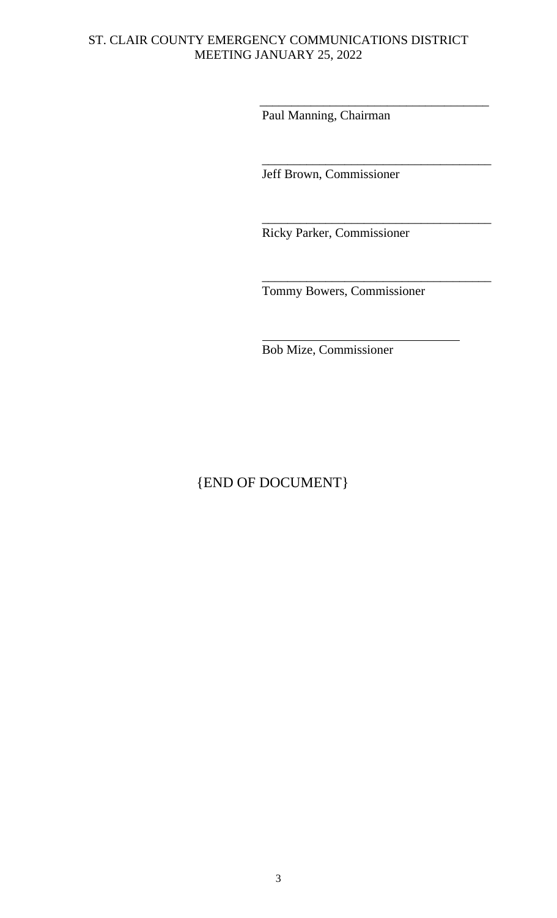\_\_\_\_\_\_\_\_\_\_\_\_\_\_\_\_\_\_\_\_\_\_\_\_\_\_\_\_\_\_\_\_\_\_\_\_
Paul Manning, Chairman

\_\_\_\_\_\_\_\_\_\_\_\_\_\_\_\_\_\_\_\_\_\_\_\_\_\_\_\_\_\_\_\_\_\_\_\_
Jeff Brown, Commissioner

\_\_\_\_\_\_\_\_\_\_\_\_\_\_\_\_\_\_\_\_\_\_\_\_\_\_\_\_\_\_\_\_\_\_\_\_
Ricky Parker, Commissioner

\_\_\_\_\_\_\_\_\_\_\_\_\_\_\_\_\_\_\_\_\_\_\_\_\_\_\_\_\_\_\_\_\_\_\_\_
Tommy Bowers, Commissioner

\_\_\_\_\_\_\_\_\_\_\_\_\_\_\_\_\_\_\_\_\_\_\_\_\_\_\_\_\_\_\_\_
Bob Mize, Commissioner

{END OF DOCUMENT}